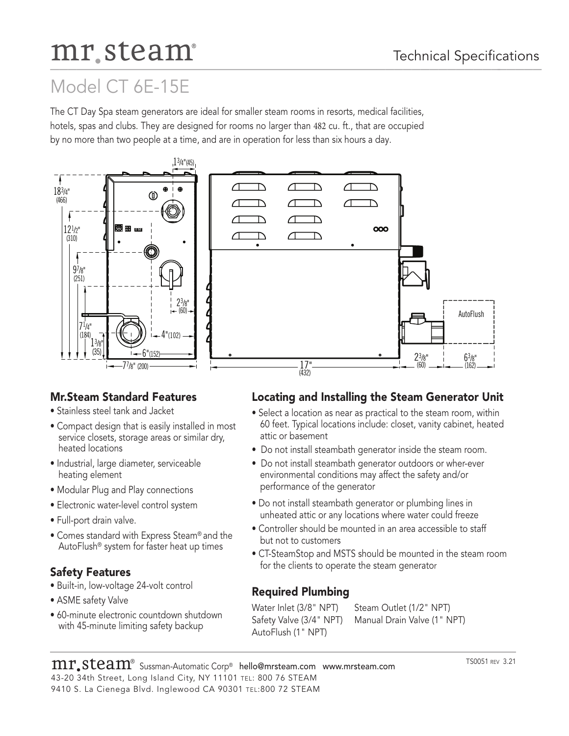mr.steam®

Technical Specifications

# Model CT 6E-15E

The CT Day Spa steam generators are ideal for smaller steam rooms in resorts, medical facilities, hotels, spas and clubs. They are designed for rooms no larger than 482 cu. ft., that are occupied by no more than two people at a time, and are in operation for less than six hours a day.

## Mr.Steam Standard Features

- Stainless steel tank and Jacket
- Compact design that is easily installed in most service closets, storage areas or similar dry, heated locations
- Industrial, large diameter, serviceable heating element
- Modular Plug and Play connections
- Electronic water-level control system
- Full-port drain valve.
- Comes standard with Express Steam® and the AutoFlush® system for faster heat up times

## Safety Features

- Built-in, low-voltage 24-volt control
- ASME safety Valve
- 60-minute electronic countdown shutdown with 45-minute limiting safety backup

## Locating and Installing the Steam Generator Unit

- Select a location as near as practical to the steam room, within 60 feet. Typical locations include: closet, vanity cabinet, heated attic or basement
- Do not install steambath generator inside the steam room.
- Do not install steambath generator outdoors or wher-ever environmental conditions may affect the safety and/or performance of the generator
- Do not install steambath generator or plumbing lines in unheated attic or any locations where water could freeze
- Controller should be mounted in an area accessible to staff but not to customers
- CT-SteamStop and MSTS should be mounted in the steam room for the clients to operate the steam generator

## Required Plumbing

Water Inlet (3/8" NPT)
Safety Valve (3/4" NPT)
AutoFlush (1" NPT)
Steam Outlet (1/2" NPT)
Manual Drain Valve (1" NPT)

mr.steam® Sussman-Automatic Corp® hello@mrsteam.com www.mrsteam.com
43-20 34th Street, Long Island City, NY 11101 TEL: 800 76 STEAM
9410 S. La Cienega Blvd. Inglewood CA 90301 TEL: 800 72 STEAM

TS0051 REV 3.21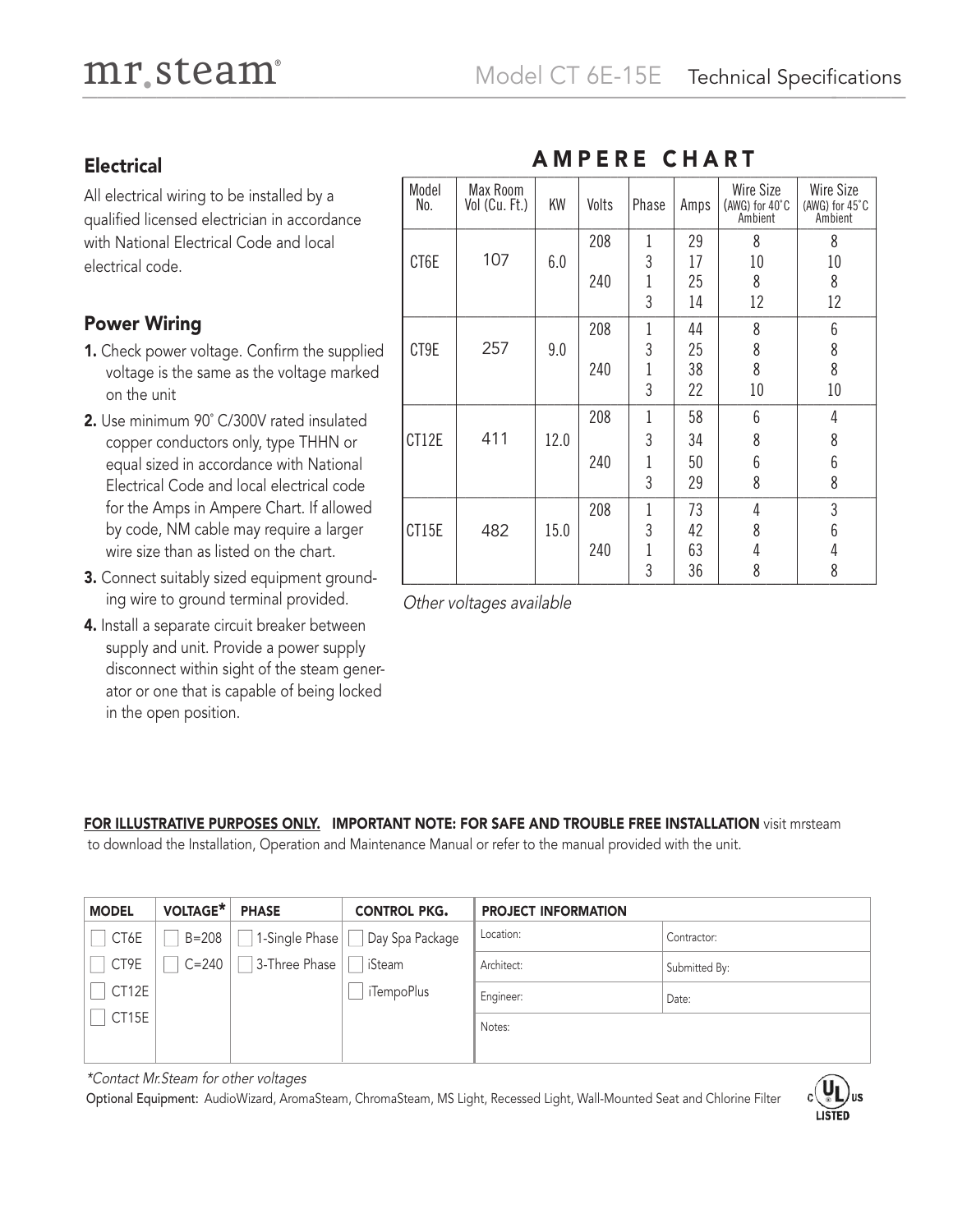mr.steam®

Model CT 6E-15E Technical Specifications

## Electrical

All electrical wiring to be installed by a qualified licensed electrician in accordance with National Electrical Code and local electrical code.

## Power Wiring

1. Check power voltage. Confirm the supplied voltage is the same as the voltage marked on the unit
2. Use minimum 90° C/300V rated insulated copper conductors only, type THHN or equal sized in accordance with National Electrical Code and local electrical code for the Amps in Ampere Chart. If allowed by code, NM cable may require a larger wire size than as listed on the chart.
3. Connect suitably sized equipment grounding wire to ground terminal provided.
4. Install a separate circuit breaker between supply and unit. Provide a power supply disconnect within sight of the steam generator or one that is capable of being locked in the open position.

## AMPERE CHART

| Model No. | Max Room Vol (Cu. Ft.) | KW | Volts | Phase | Amps | Wire Size (AWG) for 40°C Ambient | Wire Size (AWG) for 45°C Ambient |
|---|---|---|---|---|---|---|---|
| CT6E | 107 | 6.0 | 208 | 1 | 29 | 8 | 8 |
| | | | | 3 | 17 | 10 | 10 |
| | | | 240 | 1 | 25 | 8 | 8 |
| | | | | 3 | 14 | 12 | 12 |
| CT9E | 257 | 9.0 | 208 | 1 | 44 | 8 | 6 |
| | | | | 3 | 25 | 8 | 8 |
| | | | 240 | 1 | 38 | 8 | 8 |
| | | | | 3 | 22 | 10 | 10 |
| CT12E | 411 | 12.0 | 208 | 1 | 58 | 6 | 4 |
| | | | | 3 | 34 | 8 | 8 |
| | | | 240 | 1 | 50 | 6 | 6 |
| | | | | 3 | 29 | 8 | 8 |
| CT15E | 482 | 15.0 | 208 | 1 | 73 | 4 | 3 |
| | | | | 3 | 42 | 8 | 6 |
| | | | 240 | 1 | 63 | 4 | 4 |
| | | | | 3 | 36 | 8 | 8 |

*Other voltages available*

**FOR ILLUSTRATIVE PURPOSES ONLY. IMPORTANT NOTE: FOR SAFE AND TROUBLE FREE INSTALLATION** visit mrsteam to download the Installation, Operation and Maintenance Manual or refer to the manual provided with the unit.

| MODEL | VOLTAGE* | PHASE | CONTROL PKG. | PROJECT INFORMATION | |
|---|---|---|---|---|---|
| ☐ CT6E | ☐ B=208 | ☐ 1-Single Phase | ☐ Day Spa Package | Location: | Contractor: |
| ☐ CT9E | ☐ C=240 | ☐ 3-Three Phase | ☐ iSteam | Architect: | Submitted By: |
| ☐ CT12E | | | ☐ iTempoPlus | Engineer: | Date: |
| ☐ CT15E | | | | Notes: | |

*\*Contact Mr.Steam for other voltages*

Optional Equipment: AudioWizard, AromaSteam, ChromaSteam, MS Light, Recessed Light, Wall-Mounted Seat and Chlorine Filter

c UL us LISTED